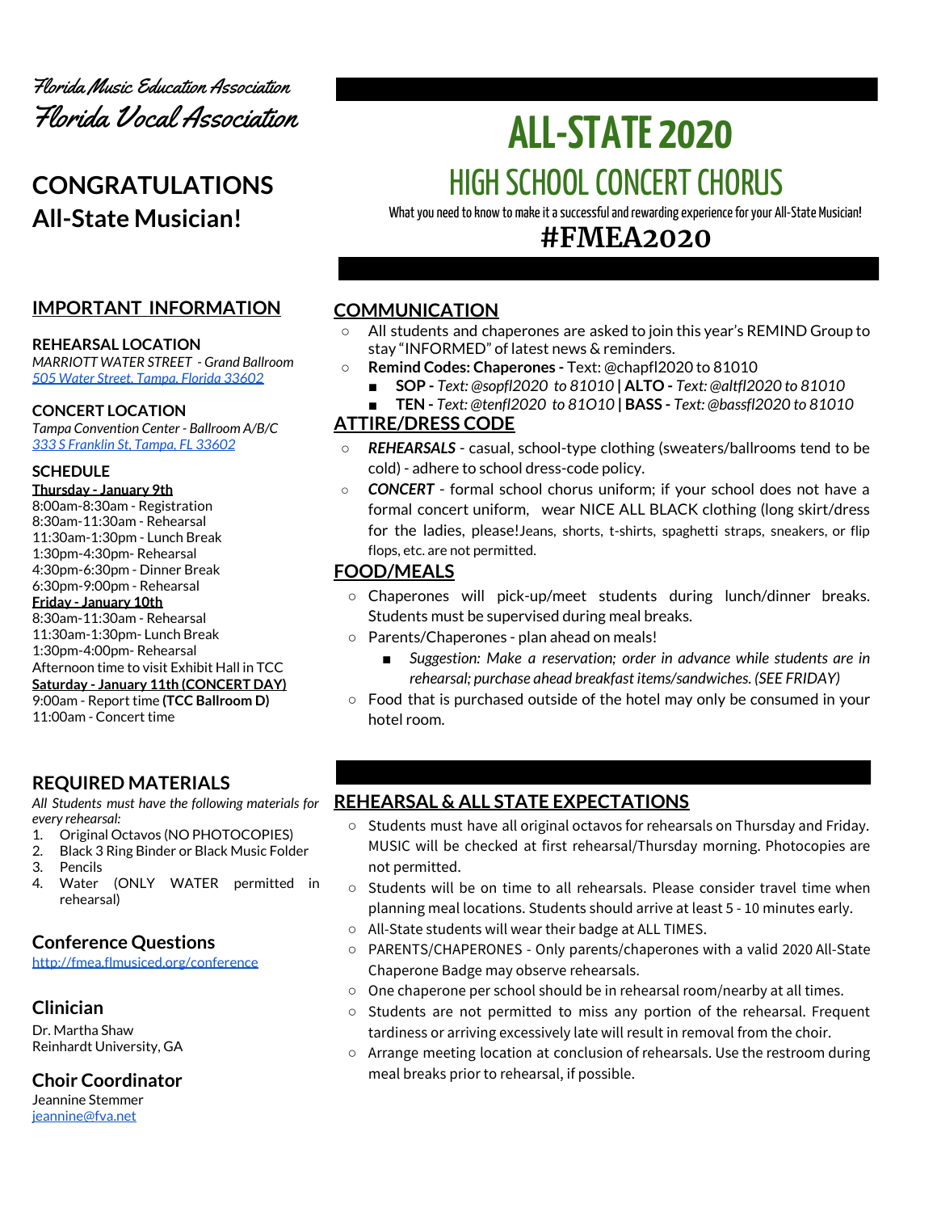Florida Music Education Association

Florida Vocal Association

# CONGRATULATIONS All-State Musician!

# ALL-STATE 2020

## HIGH SCHOOL CONCERT CHORUS

What you need to know to make it a successful and rewarding experience for your All-State Musician!

## #FMEA2020

## IMPORTANT INFORMATION

### REHEARSAL LOCATION

*MARRIOTT WATER STREET - Grand Ballroom*
*505 Water Street, Tampa, Florida 33602*

### CONCERT LOCATION

*Tampa Convention Center - Ballroom A/B/C*
*333 S Franklin St, Tampa, FL 33602*

### SCHEDULE

**Thursday - January 9th**
8:00am-8:30am - Registration
8:30am-11:30am - Rehearsal
11:30am-1:30pm - Lunch Break
1:30pm-4:30pm- Rehearsal
4:30pm-6:30pm - Dinner Break
6:30pm-9:00pm - Rehearsal

**Friday - January 10th**
8:30am-11:30am - Rehearsal
11:30am-1:30pm- Lunch Break
1:30pm-4:00pm- Rehearsal
Afternoon time to visit Exhibit Hall in TCC

**Saturday - January 11th (CONCERT DAY)**
9:00am - Report time **(TCC Ballroom D)**
11:00am - Concert time

## REQUIRED MATERIALS

*All Students must have the following materials for every rehearsal:*

1. Original Octavos (NO PHOTOCOPIES)
2. Black 3 Ring Binder or Black Music Folder
3. Pencils
4. Water (ONLY WATER permitted in rehearsal)

## Conference Questions

http://fmea.flmusiced.org/conference

## Clinician

Dr. Martha Shaw
Reinhardt University, GA

## Choir Coordinator

Jeannine Stemmer
jeannine@fva.net

## COMMUNICATION

- All students and chaperones are asked to join this year's REMIND Group to stay "INFORMED" of latest news & reminders.
- **Remind Codes: Chaperones -** Text: @chapfl2020 to 81010
  - **SOP -** *Text: @sopfl2020 to 81010* **| ALTO -** *Text: @altfl2020 to 81010*
  - **TEN -** *Text: @tenfl2020 to 81O10* **| BASS -** *Text: @bassfl2020 to 81010*

## ATTIRE/DRESS CODE

- ***REHEARSALS*** - casual, school-type clothing (sweaters/ballrooms tend to be cold) - adhere to school dress-code policy.
- ***CONCERT*** - formal school chorus uniform; if your school does not have a formal concert uniform, wear NICE ALL BLACK clothing (long skirt/dress for the ladies, please! Jeans, shorts, t-shirts, spaghetti straps, sneakers, or flip flops, etc. are not permitted.

## FOOD/MEALS

- Chaperones will pick-up/meet students during lunch/dinner breaks. Students must be supervised during meal breaks.
- Parents/Chaperones - plan ahead on meals!
  - *Suggestion: Make a reservation; order in advance while students are in rehearsal; purchase ahead breakfast items/sandwiches. (SEE FRIDAY)*
- Food that is purchased outside of the hotel may only be consumed in your hotel room.

## REHEARSAL & ALL STATE EXPECTATIONS

- Students must have all original octavos for rehearsals on Thursday and Friday. MUSIC will be checked at first rehearsal/Thursday morning. Photocopies are not permitted.
- Students will be on time to all rehearsals. Please consider travel time when planning meal locations. Students should arrive at least 5 - 10 minutes early.
- All-State students will wear their badge at ALL TIMES.
- PARENTS/CHAPERONES - Only parents/chaperones with a valid 2020 All-State Chaperone Badge may observe rehearsals.
- One chaperone per school should be in rehearsal room/nearby at all times.
- Students are not permitted to miss any portion of the rehearsal. Frequent tardiness or arriving excessively late will result in removal from the choir.
- Arrange meeting location at conclusion of rehearsals. Use the restroom during meal breaks prior to rehearsal, if possible.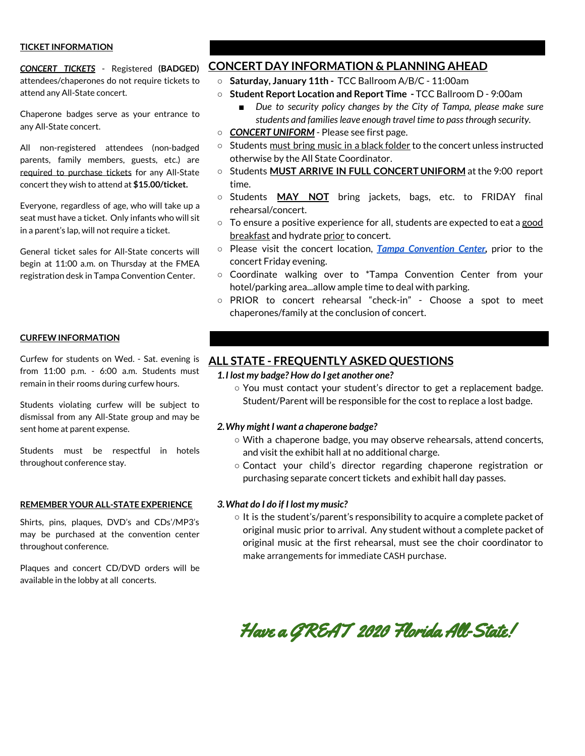**TICKET INFORMATION**

***CONCERT TICKETS*** - Registered **(BADGED)** attendees/chaperones do not require tickets to attend any All-State concert.

Chaperone badges serve as your entrance to any All-State concert.

All non-registered attendees (non-badged parents, family members, guests, etc.) are required to purchase tickets for any All-State concert they wish to attend at **$15.00/ticket.**

Everyone, regardless of age, who will take up a seat must have a ticket. Only infants who will sit in a parent's lap, will not require a ticket.

General ticket sales for All-State concerts will begin at 11:00 a.m. on Thursday at the FMEA registration desk in Tampa Convention Center.

**CURFEW INFORMATION**

Curfew for students on Wed. - Sat. evening is from 11:00 p.m. - 6:00 a.m. Students must remain in their rooms during curfew hours.

Students violating curfew will be subject to dismissal from any All-State group and may be sent home at parent expense.

Students must be respectful in hotels throughout conference stay.

**REMEMBER YOUR ALL-STATE EXPERIENCE**

Shirts, pins, plaques, DVD's and CDs'/MP3's may be purchased at the convention center throughout conference.

Plaques and concert CD/DVD orders will be available in the lobby at all concerts.

## CONCERT DAY INFORMATION & PLANNING AHEAD

- **Saturday, January 11th -** TCC Ballroom A/B/C - 11:00am
- **Student Report Location and Report Time -** TCC Ballroom D - 9:00am
  - *Due to security policy changes by the City of Tampa, please make sure students and families leave enough travel time to pass through security.*
- ***CONCERT UNIFORM*** - Please see first page.
- Students must bring music in a black folder to the concert unless instructed otherwise by the All State Coordinator.
- Students **MUST ARRIVE IN FULL CONCERT UNIFORM** at the 9:00 report time.
- Students **MAY NOT** bring jackets, bags, etc. to FRIDAY final rehearsal/concert.
- To ensure a positive experience for all, students are expected to eat a good breakfast and hydrate prior to concert.
- Please visit the concert location, ***Tampa Convention Center***, prior to the concert Friday evening.
- Coordinate walking over to *Tampa Convention Center from your hotel/parking area...allow ample time to deal with parking.
- PRIOR to concert rehearsal "check-in" - Choose a spot to meet chaperones/family at the conclusion of concert.

## ALL STATE - FREQUENTLY ASKED QUESTIONS

***1. I lost my badge? How do I get another one?***

- You must contact your student's director to get a replacement badge. Student/Parent will be responsible for the cost to replace a lost badge.

***2. Why might I want a chaperone badge?***

- With a chaperone badge, you may observe rehearsals, attend concerts, and visit the exhibit hall at no additional charge.
- Contact your child's director regarding chaperone registration or purchasing separate concert tickets and exhibit hall day passes.

***3. What do I do if I lost my music?***

- It is the student's/parent's responsibility to acquire a complete packet of original music prior to arrival. Any student without a complete packet of original music at the first rehearsal, must see the choir coordinator to make arrangements for immediate CASH purchase.

*Have a GREAT 2020 Florida All-State!*